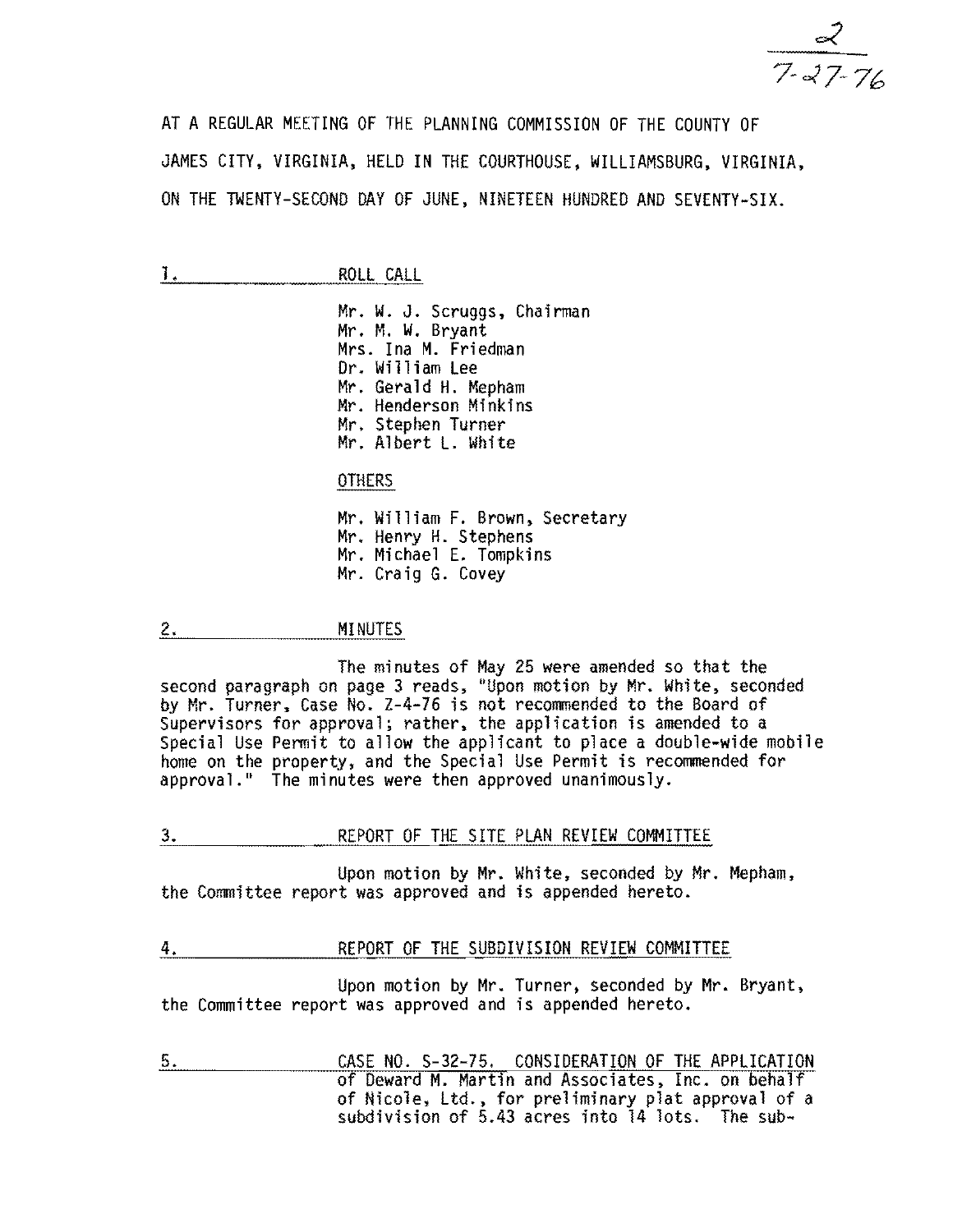2
7-27-76

AT A REGULAR MEETING OF THE PLANNING COMMISSION OF THE COUNTY OF JAMES CITY, VIRGINIA, HELD IN THE COURTHOUSE, WILLIAMSBURG, VIRGINIA, ON THE TWENTY-SECOND DAY OF JUNE, NINETEEN HUNDRED AND SEVENTY-SIX.

1. ROLL CALL

Mr. W. J. Scruggs, Chairman
Mr. M. W. Bryant
Mrs. Ina M. Friedman
Dr. William Lee
Mr. Gerald H. Mepham
Mr. Henderson Minkins
Mr. Stephen Turner
Mr. Albert L. White

OTHERS

Mr. William F. Brown, Secretary
Mr. Henry H. Stephens
Mr. Michael E. Tompkins
Mr. Craig G. Covey

2. MINUTES

The minutes of May 25 were amended so that the second paragraph on page 3 reads, "Upon motion by Mr. White, seconded by Mr. Turner, Case No. Z-4-76 is not recommended to the Board of Supervisors for approval; rather, the application is amended to a Special Use Permit to allow the applicant to place a double-wide mobile home on the property, and the Special Use Permit is recommended for approval." The minutes were then approved unanimously.

3. REPORT OF THE SITE PLAN REVIEW COMMITTEE

Upon motion by Mr. White, seconded by Mr. Mepham, the Committee report was approved and is appended hereto.

4. REPORT OF THE SUBDIVISION REVIEW COMMITTEE

Upon motion by Mr. Turner, seconded by Mr. Bryant, the Committee report was approved and is appended hereto.

5. CASE NO. S-32-75. CONSIDERATION OF THE APPLICATION of Deward M. Martin and Associates, Inc. on behalf of Nicole, Ltd., for preliminary plat approval of a subdivision of 5.43 acres into 14 lots. The sub-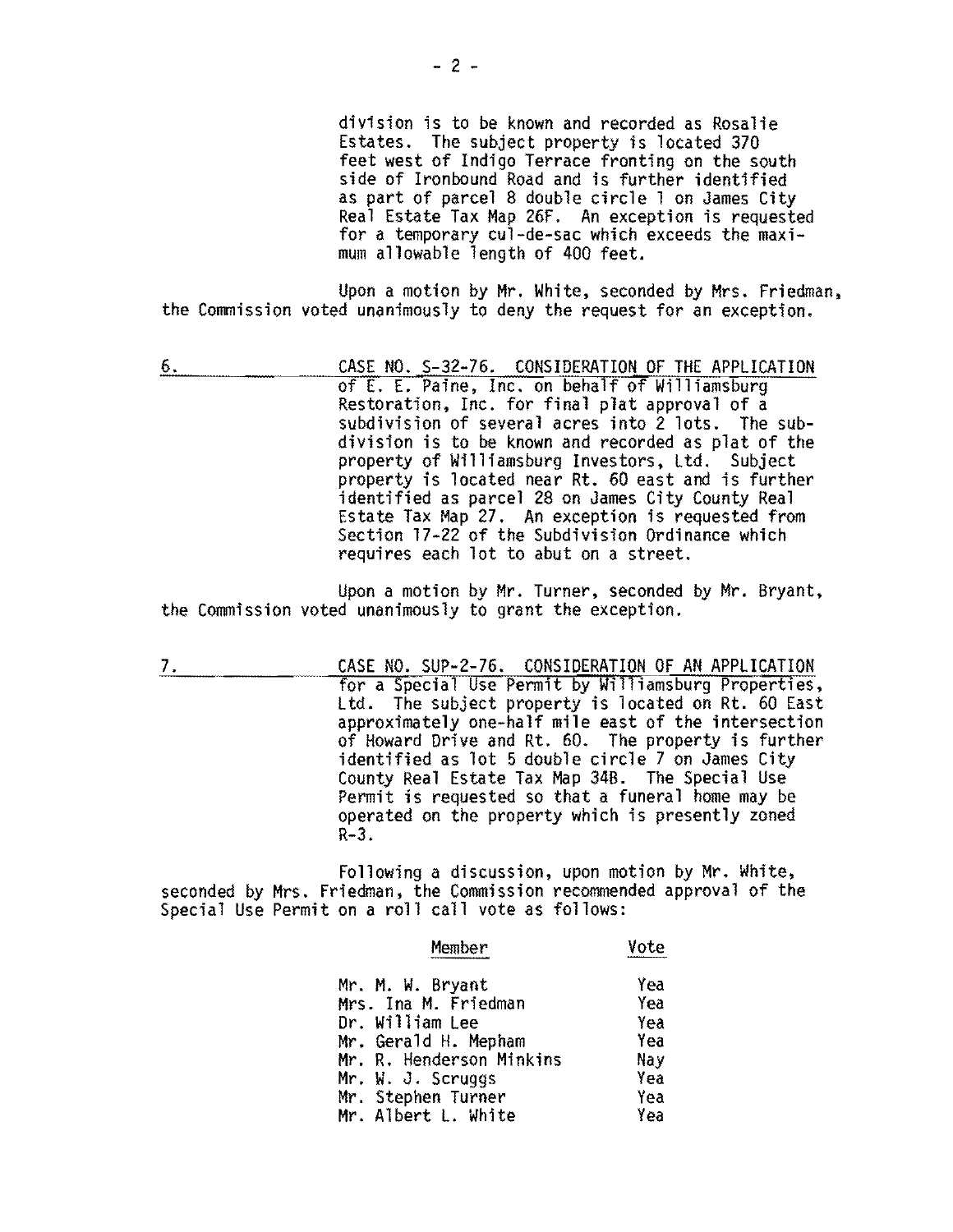division is to be known and recorded as Rosalie Estates. The subject property is located 370 feet west of Indigo Terrace fronting on the south side of Ironbound Road and is further identified as part of parcel 8 double circle 1 on James City Real Estate Tax Map 26F. An exception is requested for a temporary cul-de-sac which exceeds the maximum allowable length of 400 feet.

Upon a motion by Mr. White, seconded by Mrs. Friedman, the Commission voted unanimously to deny the request for an exception.

6. CASE NO. S-32-76. CONSIDERATION OF THE APPLICATION of E. E. Paine, Inc. on behalf of Williamsburg Restoration, Inc. for final plat approval of a subdivision of several acres into 2 lots. The subdivision is to be known and recorded as plat of the property of Williamsburg Investors, Ltd. Subject property is located near Rt. 60 east and is further identified as parcel 28 on James City County Real Estate Tax Map 27. An exception is requested from Section 17-22 of the Subdivision Ordinance which requires each lot to abut on a street.

Upon a motion by Mr. Turner, seconded by Mr. Bryant, the Commission voted unanimously to grant the exception.

7. CASE NO. SUP-2-76. CONSIDERATION OF AN APPLICATION for a Special Use Permit by Williamsburg Properties, Ltd. The subject property is located on Rt. 60 East approximately one-half mile east of the intersection of Howard Drive and Rt. 60. The property is further identified as lot 5 double circle 7 on James City County Real Estate Tax Map 34B. The Special Use Permit is requested so that a funeral home may be operated on the property which is presently zoned R-3.

Following a discussion, upon motion by Mr. White, seconded by Mrs. Friedman, the Commission recommended approval of the Special Use Permit on a roll call vote as follows:

| Member | Vote |
|---|---|
| Mr. M. W. Bryant | Yea |
| Mrs. Ina M. Friedman | Yea |
| Dr. William Lee | Yea |
| Mr. Gerald H. Mepham | Yea |
| Mr. R. Henderson Minkins | Nay |
| Mr. W. J. Scruggs | Yea |
| Mr. Stephen Turner | Yea |
| Mr. Albert L. White | Yea |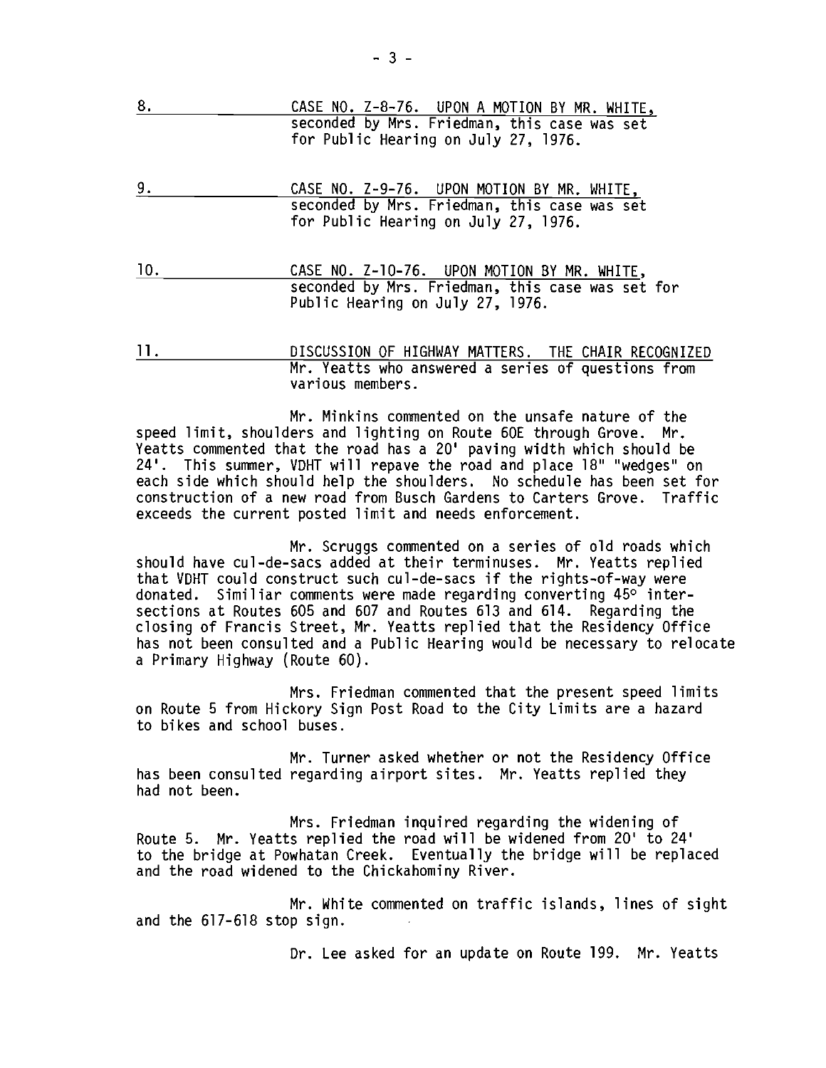8. CASE NO. Z-8-76. UPON A MOTION BY MR. WHITE, seconded by Mrs. Friedman, this case was set for Public Hearing on July 27, 1976.

9. CASE NO. Z-9-76. UPON MOTION BY MR. WHITE, seconded by Mrs. Friedman, this case was set for Public Hearing on July 27, 1976.

10. CASE NO. Z-10-76. UPON MOTION BY MR. WHITE, seconded by Mrs. Friedman, this case was set for Public Hearing on July 27, 1976.

11. DISCUSSION OF HIGHWAY MATTERS. THE CHAIR RECOGNIZED Mr. Yeatts who answered a series of questions from various members.

Mr. Minkins commented on the unsafe nature of the speed limit, shoulders and lighting on Route 60E through Grove. Mr. Yeatts commented that the road has a 20' paving width which should be 24'. This summer, VDHT will repave the road and place 18" "wedges" on each side which should help the shoulders. No schedule has been set for construction of a new road from Busch Gardens to Carters Grove. Traffic exceeds the current posted limit and needs enforcement.

Mr. Scruggs commented on a series of old roads which should have cul-de-sacs added at their terminuses. Mr. Yeatts replied that VDHT could construct such cul-de-sacs if the rights-of-way were donated. Similiar comments were made regarding converting 45° intersections at Routes 605 and 607 and Routes 613 and 614. Regarding the closing of Francis Street, Mr. Yeatts replied that the Residency Office has not been consulted and a Public Hearing would be necessary to relocate a Primary Highway (Route 60).

Mrs. Friedman commented that the present speed limits on Route 5 from Hickory Sign Post Road to the City Limits are a hazard to bikes and school buses.

Mr. Turner asked whether or not the Residency Office has been consulted regarding airport sites. Mr. Yeatts replied they had not been.

Mrs. Friedman inquired regarding the widening of Route 5. Mr. Yeatts replied the road will be widened from 20' to 24' to the bridge at Powhatan Creek. Eventually the bridge will be replaced and the road widened to the Chickahominy River.

Mr. White commented on traffic islands, lines of sight and the 617-618 stop sign.

Dr. Lee asked for an update on Route 199. Mr. Yeatts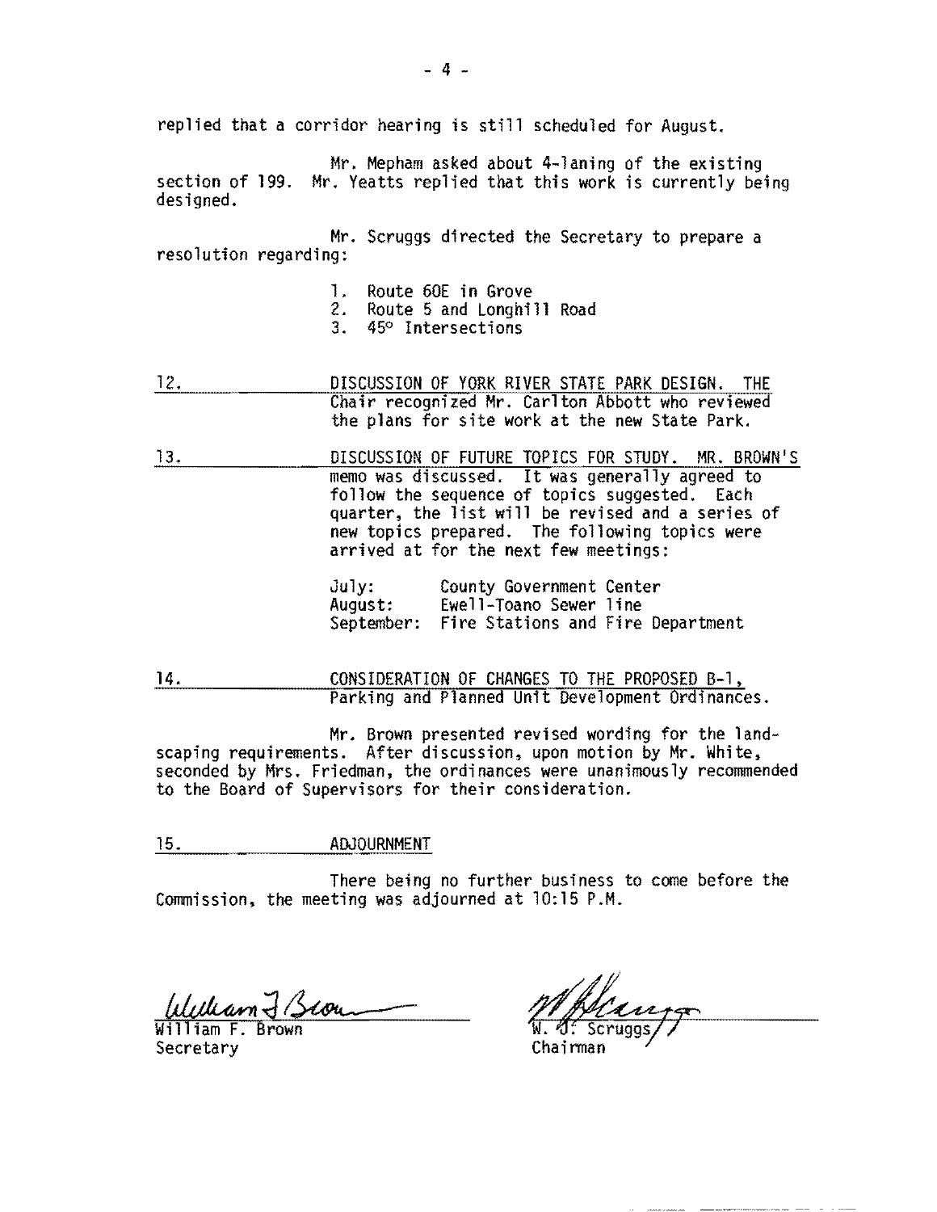replied that a corridor hearing is still scheduled for August.

Mr. Mepham asked about 4-laning of the existing section of 199. Mr. Yeatts replied that this work is currently being designed.

Mr. Scruggs directed the Secretary to prepare a resolution regarding:

1. Route 60E in Grove
2. Route 5 and Longhill Road
3. 45° Intersections

12. DISCUSSION OF YORK RIVER STATE PARK DESIGN. THE Chair recognized Mr. Carlton Abbott who reviewed the plans for site work at the new State Park.

13. DISCUSSION OF FUTURE TOPICS FOR STUDY. MR. BROWN'S memo was discussed. It was generally agreed to follow the sequence of topics suggested. Each quarter, the list will be revised and a series of new topics prepared. The following topics were arrived at for the next few meetings:

July: County Government Center
August: Ewell-Toano Sewer line
September: Fire Stations and Fire Department

14. CONSIDERATION OF CHANGES TO THE PROPOSED B-1, Parking and Planned Unit Development Ordinances.

Mr. Brown presented revised wording for the landscaping requirements. After discussion, upon motion by Mr. White, seconded by Mrs. Friedman, the ordinances were unanimously recommended to the Board of Supervisors for their consideration.

15. ADJOURNMENT

There being no further business to come before the Commission, the meeting was adjourned at 10:15 P.M.

William F. Brown
Secretary

W. J. Scruggs
Chairman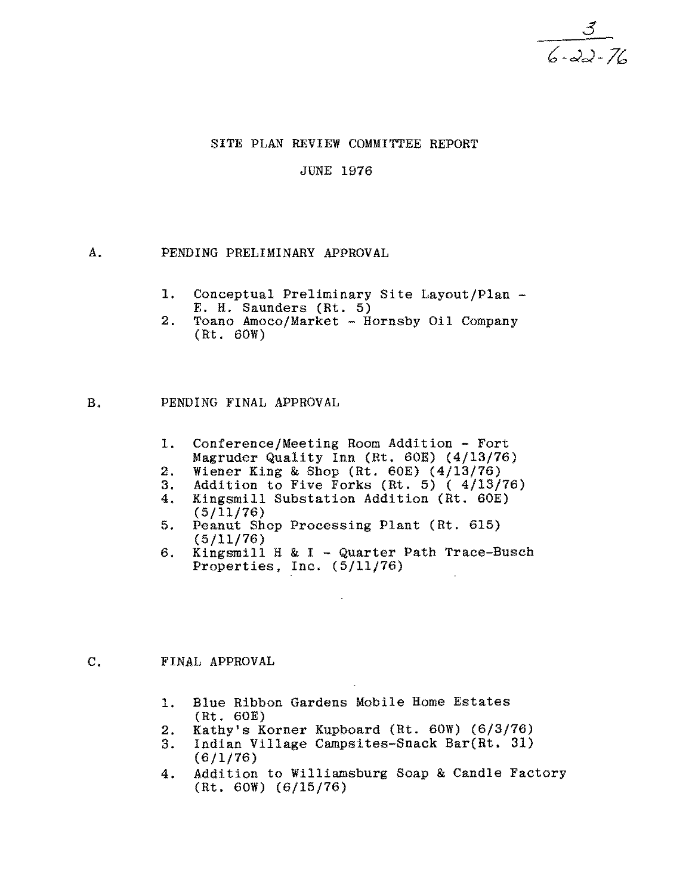3
6-22-76

# SITE PLAN REVIEW COMMITTEE REPORT

## JUNE 1976

### A. PENDING PRELIMINARY APPROVAL

1. Conceptual Preliminary Site Layout/Plan - E. H. Saunders (Rt. 5)
2. Toano Amoco/Market - Hornsby Oil Company (Rt. 60W)

### B. PENDING FINAL APPROVAL

1. Conference/Meeting Room Addition - Fort Magruder Quality Inn (Rt. 60E) (4/13/76)
2. Wiener King & Shop (Rt. 60E) (4/13/76)
3. Addition to Five Forks (Rt. 5) ( 4/13/76)
4. Kingsmill Substation Addition (Rt. 60E) (5/11/76)
5. Peanut Shop Processing Plant (Rt. 615) (5/11/76)
6. Kingsmill H & I - Quarter Path Trace-Busch Properties, Inc. (5/11/76)

### C. FINAL APPROVAL

1. Blue Ribbon Gardens Mobile Home Estates (Rt. 60E)
2. Kathy's Korner Kupboard (Rt. 60W) (6/3/76)
3. Indian Village Campsites-Snack Bar(Rt. 31) (6/1/76)
4. Addition to Williamsburg Soap & Candle Factory (Rt. 60W) (6/15/76)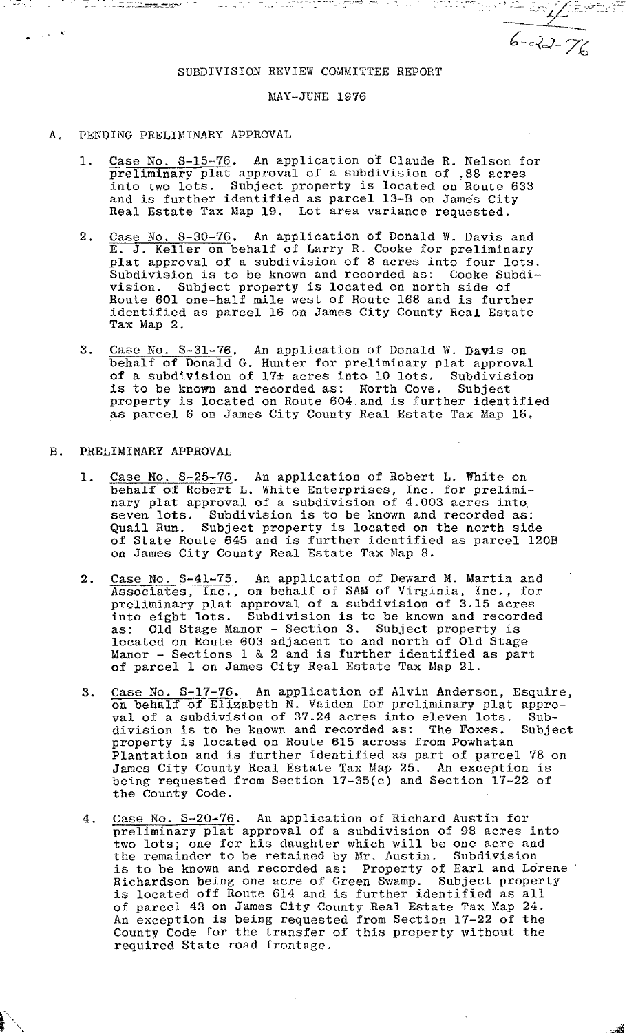6-22-76

SUBDIVISION REVIEW COMMITTEE REPORT

MAY-JUNE 1976

A. PENDING PRELIMINARY APPROVAL

1. Case No. S-15-76. An application of Claude R. Nelson for preliminary plat approval of a subdivision of .88 acres into two lots. Subject property is located on Route 633 and is further identified as parcel 13-B on James City Real Estate Tax Map 19. Lot area variance requested.

2. Case No. S-30-76. An application of Donald W. Davis and E. J. Keller on behalf of Larry R. Cooke for preliminary plat approval of a subdivision of 8 acres into four lots. Subdivision is to be known and recorded as: Cooke Subdivision. Subject property is located on north side of Route 601 one-half mile west of Route 168 and is further identified as parcel 16 on James City County Real Estate Tax Map 2.

3. Case No. S-31-76. An application of Donald W. Davis on behalf of Donald G. Hunter for preliminary plat approval of a subdivision of 17± acres into 10 lots. Subdivision is to be known and recorded as: North Cove. Subject property is located on Route 604 and is further identified as parcel 6 on James City County Real Estate Tax Map 16.

B. PRELIMINARY APPROVAL

1. Case No. S-25-76. An application of Robert L. White on behalf of Robert L. White Enterprises, Inc. for preliminary plat approval of a subdivision of 4.003 acres into seven lots. Subdivision is to be known and recorded as: Quail Run. Subject property is located on the north side of State Route 645 and is further identified as parcel 120B on James City County Real Estate Tax Map 8.

2. Case No. S-41-75. An application of Deward M. Martin and Associates, Inc., on behalf of SAM of Virginia, Inc., for preliminary plat approval of a subdivision of 3.15 acres into eight lots. Subdivision is to be known and recorded as: Old Stage Manor - Section 3. Subject property is located on Route 603 adjacent to and north of Old Stage Manor - Sections 1 & 2 and is further identified as part of parcel 1 on James City Real Estate Tax Map 21.

3. Case No. S-17-76. An application of Alvin Anderson, Esquire, on behalf of Elizabeth N. Vaiden for preliminary plat approval of a subdivision of 37.24 acres into eleven lots. Subdivision is to be known and recorded as: The Foxes. Subject property is located on Route 615 across from Powhatan Plantation and is further identified as part of parcel 78 on James City County Real Estate Tax Map 25. An exception is being requested from Section 17-35(c) and Section 17-22 of the County Code.

4. Case No. S-20-76. An application of Richard Austin for preliminary plat approval of a subdivision of 98 acres into two lots; one for his daughter which will be one acre and the remainder to be retained by Mr. Austin. Subdivision is to be known and recorded as: Property of Earl and Lorene Richardson being one acre of Green Swamp. Subject property is located off Route 614 and is further identified as all of parcel 43 on James City County Real Estate Tax Map 24. An exception is being requested from Section 17-22 of the County Code for the transfer of this property without the required State road frontage.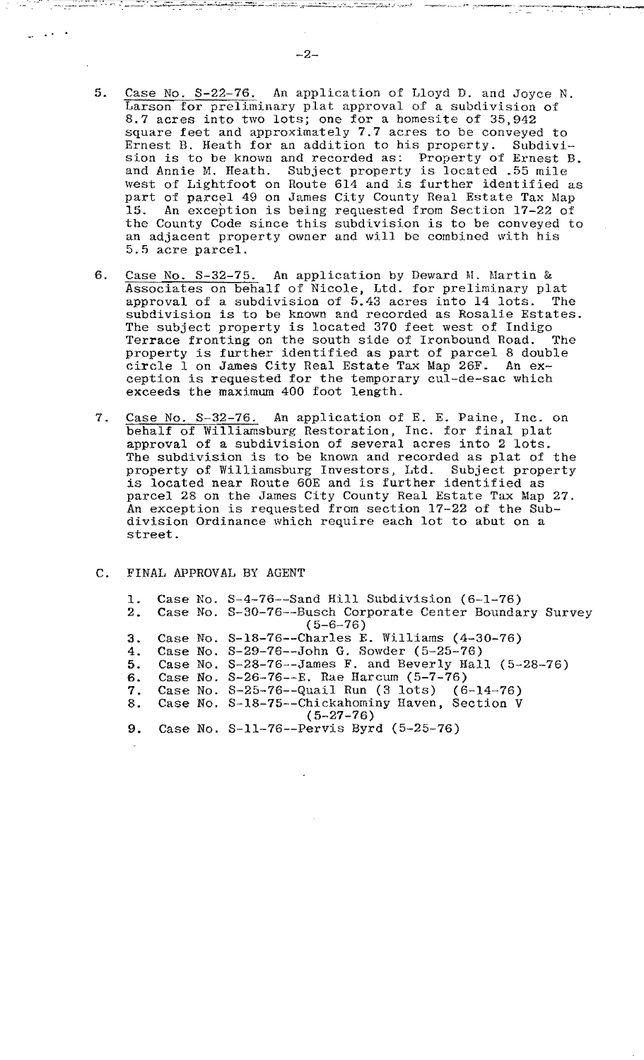5. Case No. S-22-76. An application of Lloyd D. and Joyce N. Larson for preliminary plat approval of a subdivision of 8.7 acres into two lots; one for a homesite of 35,942 square feet and approximately 7.7 acres to be conveyed to Ernest B. Heath for an addition to his property. Subdivision is to be known and recorded as: Property of Ernest B. and Annie M. Heath. Subject property is located .55 mile west of Lightfoot on Route 614 and is further identified as part of parcel 49 on James City County Real Estate Tax Map 15. An exception is being requested from Section 17-22 of the County Code since this subdivision is to be conveyed to an adjacent property owner and will be combined with his 5.5 acre parcel.

6. Case No. S-32-75. An application by Deward M. Martin & Associates on behalf of Nicole, Ltd. for preliminary plat approval of a subdivision of 5.43 acres into 14 lots. The subdivision is to be known and recorded as Rosalie Estates. The subject property is located 370 feet west of Indigo Terrace fronting on the south side of Ironbound Road. The property is further identified as part of parcel 8 double circle 1 on James City Real Estate Tax Map 26F. An exception is requested for the temporary cul-de-sac which exceeds the maximum 400 foot length.

7. Case No. S-32-76. An application of E. E. Paine, Inc. on behalf of Williamsburg Restoration, Inc. for final plat approval of a subdivision of several acres into 2 lots. The subdivision is to be known and recorded as plat of the property of Williamsburg Investors, Ltd. Subject property is located near Route 60E and is further identified as parcel 28 on the James City County Real Estate Tax Map 27. An exception is requested from section 17-22 of the Subdivision Ordinance which require each lot to abut on a street.

C. FINAL APPROVAL BY AGENT

1. Case No. S-4-76--Sand Hill Subdivision (6-1-76)
2. Case No. S-30-76--Busch Corporate Center Boundary Survey (5-6-76)
3. Case No. S-18-76--Charles E. Williams (4-30-76)
4. Case No. S-29-76--John G. Sowder (5-25-76)
5. Case No. S-28-76--James F. and Beverly Hall (5-28-76)
6. Case No. S-26-76--E. Rae Harcum (5-7-76)
7. Case No. S-25-76--Quail Run (3 lots) (6-14-76)
8. Case No. S-18-75--Chickahominy Haven, Section V (5-27-76)
9. Case No. S-11-76--Pervis Byrd (5-25-76)